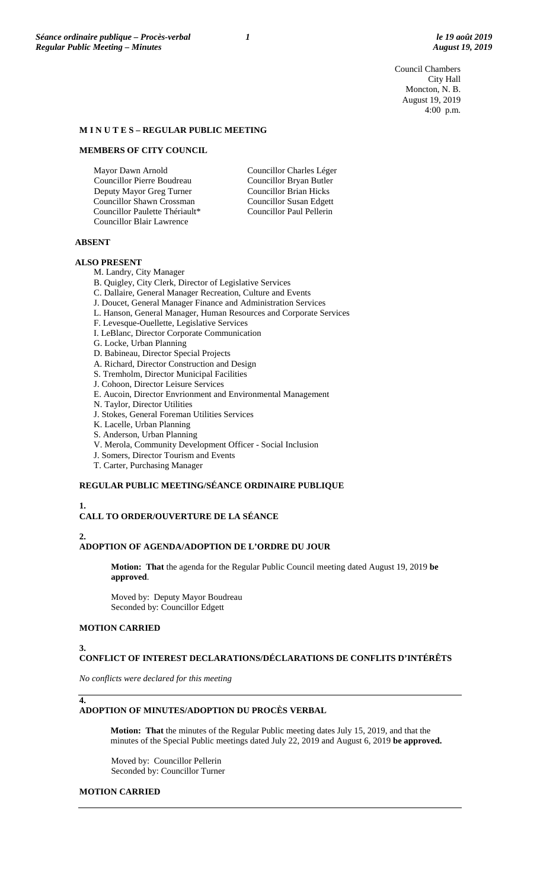Council Chambers
City Hall
Moncton, N. B.
August 19, 2019
4:00 p.m.

# M I N U T E S – REGULAR PUBLIC MEETING

## MEMBERS OF CITY COUNCIL

Mayor Dawn Arnold
Councillor Pierre Boudreau
Deputy Mayor Greg Turner
Councillor Shawn Crossman
Councillor Paulette Thériault*
Councillor Blair Lawrence
Councillor Charles Léger
Councillor Bryan Butler
Councillor Brian Hicks
Councillor Susan Edgett
Councillor Paul Pellerin

## ABSENT

## ALSO PRESENT

M. Landry, City Manager
B. Quigley, City Clerk, Director of Legislative Services
C. Dallaire, General Manager Recreation, Culture and Events
J. Doucet, General Manager Finance and Administration Services
L. Hanson, General Manager, Human Resources and Corporate Services
F. Levesque-Ouellette, Legislative Services
I. LeBlanc, Director Corporate Communication
G. Locke, Urban Planning
D. Babineau, Director Special Projects
A. Richard, Director Construction and Design
S. Tremholm, Director Municipal Facilities
J. Cohoon, Director Leisure Services
E. Aucoin, Director Envrionment and Environmental Management
N. Taylor, Director Utilities
J. Stokes, General Foreman Utilities Services
K. Lacelle, Urban Planning
S. Anderson, Urban Planning
V. Merola, Community Development Officer - Social Inclusion
J. Somers, Director Tourism and Events
T. Carter, Purchasing Manager

## REGULAR PUBLIC MEETING/SÉANCE ORDINAIRE PUBLIQUE

## 1. CALL TO ORDER/OUVERTURE DE LA SÉANCE

## 2. ADOPTION OF AGENDA/ADOPTION DE L'ORDRE DU JOUR

**Motion: That** the agenda for the Regular Public Council meeting dated August 19, 2019 **be approved**.

Moved by: Deputy Mayor Boudreau
Seconded by: Councillor Edgett

**MOTION CARRIED**

## 3. CONFLICT OF INTEREST DECLARATIONS/DÉCLARATIONS DE CONFLITS D'INTÉRÊTS

*No conflicts were declared for this meeting*

## 4. ADOPTION OF MINUTES/ADOPTION DU PROCÈS VERBAL

**Motion: That** the minutes of the Regular Public meeting dates July 15, 2019, and that the minutes of the Special Public meetings dated July 22, 2019 and August 6, 2019 **be approved.**

Moved by: Councillor Pellerin
Seconded by: Councillor Turner

**MOTION CARRIED**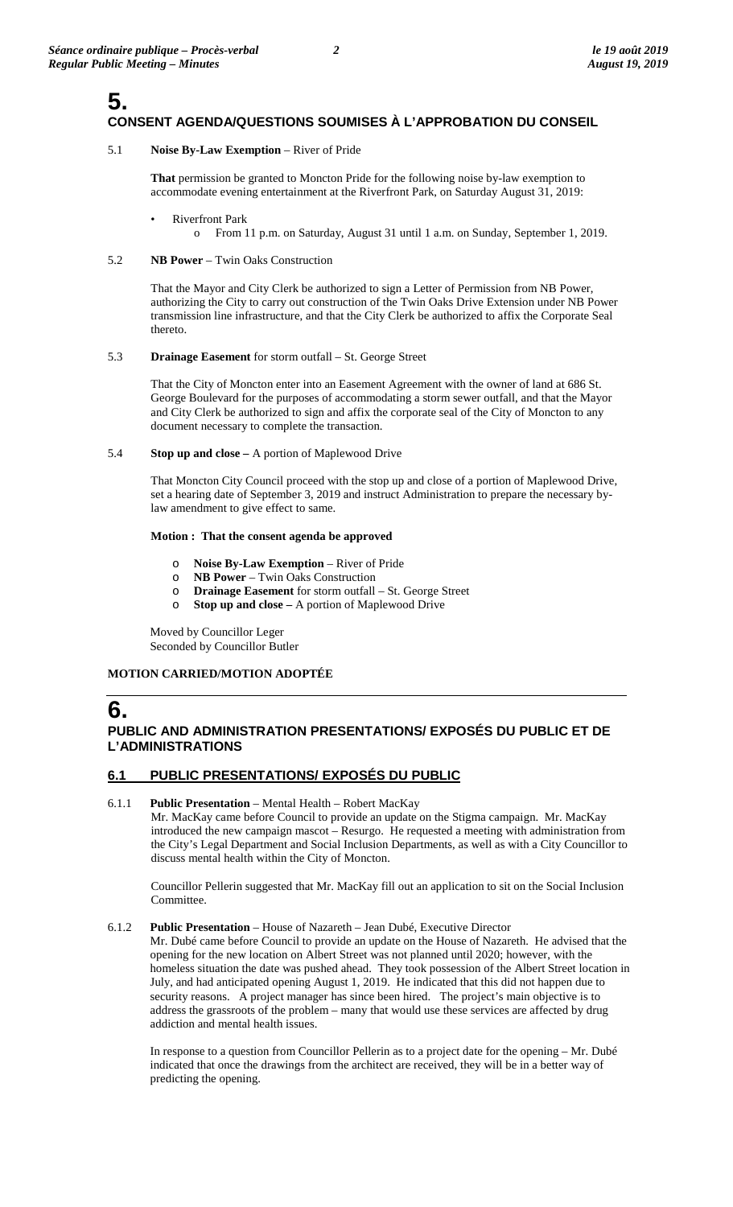# 5.

## CONSENT AGENDA/QUESTIONS SOUMISES À L'APPROBATION DU CONSEIL

5.1 **Noise By-Law Exemption** – River of Pride

**That** permission be granted to Moncton Pride for the following noise by-law exemption to accommodate evening entertainment at the Riverfront Park, on Saturday August 31, 2019:

- Riverfront Park
  - From 11 p.m. on Saturday, August 31 until 1 a.m. on Sunday, September 1, 2019.

5.2 **NB Power** – Twin Oaks Construction

That the Mayor and City Clerk be authorized to sign a Letter of Permission from NB Power, authorizing the City to carry out construction of the Twin Oaks Drive Extension under NB Power transmission line infrastructure, and that the City Clerk be authorized to affix the Corporate Seal thereto.

5.3 **Drainage Easement** for storm outfall – St. George Street

That the City of Moncton enter into an Easement Agreement with the owner of land at 686 St. George Boulevard for the purposes of accommodating a storm sewer outfall, and that the Mayor and City Clerk be authorized to sign and affix the corporate seal of the City of Moncton to any document necessary to complete the transaction.

5.4 **Stop up and close –** A portion of Maplewood Drive

That Moncton City Council proceed with the stop up and close of a portion of Maplewood Drive, set a hearing date of September 3, 2019 and instruct Administration to prepare the necessary by-law amendment to give effect to same.

**Motion : That the consent agenda be approved**

- **Noise By-Law Exemption** – River of Pride
- **NB Power** – Twin Oaks Construction
- **Drainage Easement** for storm outfall – St. George Street
- **Stop up and close –** A portion of Maplewood Drive

Moved by Councillor Leger
Seconded by Councillor Butler

**MOTION CARRIED/MOTION ADOPTÉE**

# 6.

## PUBLIC AND ADMINISTRATION PRESENTATIONS/ EXPOSÉS DU PUBLIC ET DE L'ADMINISTRATIONS

### 6.1 PUBLIC PRESENTATIONS/ EXPOSÉS DU PUBLIC

6.1.1 **Public Presentation** – Mental Health – Robert MacKay

Mr. MacKay came before Council to provide an update on the Stigma campaign. Mr. MacKay introduced the new campaign mascot – Resurgo. He requested a meeting with administration from the City's Legal Department and Social Inclusion Departments, as well as with a City Councillor to discuss mental health within the City of Moncton.

Councillor Pellerin suggested that Mr. MacKay fill out an application to sit on the Social Inclusion Committee.

6.1.2 **Public Presentation** – House of Nazareth – Jean Dubé, Executive Director

Mr. Dubé came before Council to provide an update on the House of Nazareth. He advised that the opening for the new location on Albert Street was not planned until 2020; however, with the homeless situation the date was pushed ahead. They took possession of the Albert Street location in July, and had anticipated opening August 1, 2019. He indicated that this did not happen due to security reasons. A project manager has since been hired. The project's main objective is to address the grassroots of the problem – many that would use these services are affected by drug addiction and mental health issues.

In response to a question from Councillor Pellerin as to a project date for the opening – Mr. Dubé indicated that once the drawings from the architect are received, they will be in a better way of predicting the opening.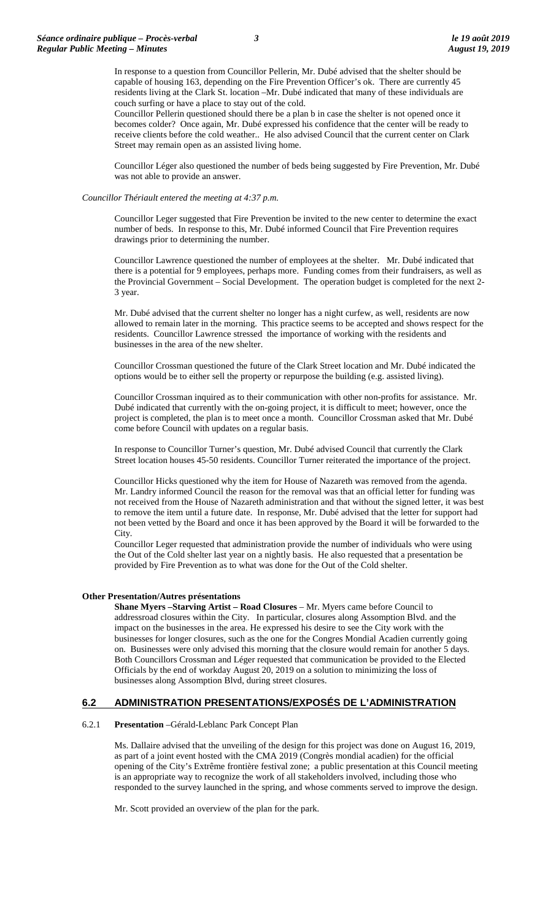In response to a question from Councillor Pellerin, Mr. Dubé advised that the shelter should be capable of housing 163, depending on the Fire Prevention Officer's ok. There are currently 45 residents living at the Clark St. location –Mr. Dubé indicated that many of these individuals are couch surfing or have a place to stay out of the cold.
Councillor Pellerin questioned should there be a plan b in case the shelter is not opened once it becomes colder? Once again, Mr. Dubé expressed his confidence that the center will be ready to receive clients before the cold weather.. He also advised Council that the current center on Clark Street may remain open as an assisted living home.

Councillor Léger also questioned the number of beds being suggested by Fire Prevention, Mr. Dubé was not able to provide an answer.

*Councillor Thériault entered the meeting at 4:37 p.m.*

Councillor Leger suggested that Fire Prevention be invited to the new center to determine the exact number of beds. In response to this, Mr. Dubé informed Council that Fire Prevention requires drawings prior to determining the number.

Councillor Lawrence questioned the number of employees at the shelter. Mr. Dubé indicated that there is a potential for 9 employees, perhaps more. Funding comes from their fundraisers, as well as the Provincial Government – Social Development. The operation budget is completed for the next 2-3 year.

Mr. Dubé advised that the current shelter no longer has a night curfew, as well, residents are now allowed to remain later in the morning. This practice seems to be accepted and shows respect for the residents. Councillor Lawrence stressed the importance of working with the residents and businesses in the area of the new shelter.

Councillor Crossman questioned the future of the Clark Street location and Mr. Dubé indicated the options would be to either sell the property or repurpose the building (e.g. assisted living).

Councillor Crossman inquired as to their communication with other non-profits for assistance. Mr. Dubé indicated that currently with the on-going project, it is difficult to meet; however, once the project is completed, the plan is to meet once a month. Councillor Crossman asked that Mr. Dubé come before Council with updates on a regular basis.

In response to Councillor Turner's question, Mr. Dubé advised Council that currently the Clark Street location houses 45-50 residents. Councillor Turner reiterated the importance of the project.

Councillor Hicks questioned why the item for House of Nazareth was removed from the agenda. Mr. Landry informed Council the reason for the removal was that an official letter for funding was not received from the House of Nazareth administration and that without the signed letter, it was best to remove the item until a future date. In response, Mr. Dubé advised that the letter for support had not been vetted by the Board and once it has been approved by the Board it will be forwarded to the City.
Councillor Leger requested that administration provide the number of individuals who were using the Out of the Cold shelter last year on a nightly basis. He also requested that a presentation be provided by Fire Prevention as to what was done for the Out of the Cold shelter.

**Other Presentation/Autres présentations**

**Shane Myers –Starving Artist – Road Closures** – Mr. Myers came before Council to addressroad closures within the City. In particular, closures along Assomption Blvd. and the impact on the businesses in the area. He expressed his desire to see the City work with the businesses for longer closures, such as the one for the Congres Mondial Acadien currently going on. Businesses were only advised this morning that the closure would remain for another 5 days. Both Councillors Crossman and Léger requested that communication be provided to the Elected Officials by the end of workday August 20, 2019 on a solution to minimizing the loss of businesses along Assomption Blvd, during street closures.

## 6.2 ADMINISTRATION PRESENTATIONS/EXPOSÉS DE L'ADMINISTRATION

6.2.1 **Presentation** –Gérald-Leblanc Park Concept Plan

Ms. Dallaire advised that the unveiling of the design for this project was done on August 16, 2019, as part of a joint event hosted with the CMA 2019 (Congrès mondial acadien) for the official opening of the City's Extrême frontière festival zone; a public presentation at this Council meeting is an appropriate way to recognize the work of all stakeholders involved, including those who responded to the survey launched in the spring, and whose comments served to improve the design.

Mr. Scott provided an overview of the plan for the park.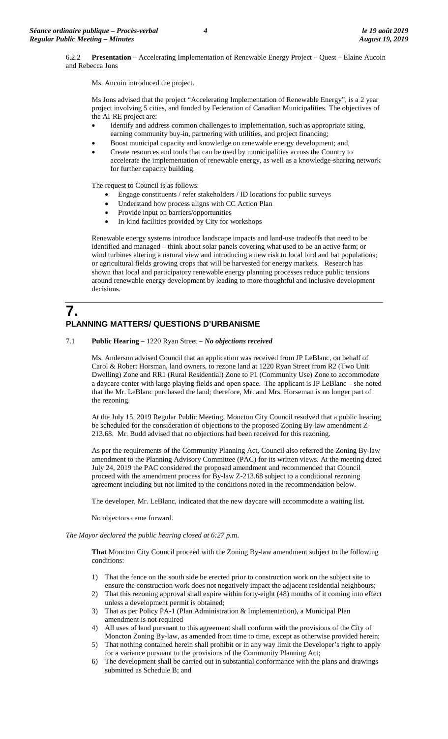6.2.2 **Presentation** – Accelerating Implementation of Renewable Energy Project – Quest – Elaine Aucoin and Rebecca Jons

Ms. Aucoin introduced the project.

Ms Jons advised that the project "Accelerating Implementation of Renewable Energy", is a 2 year project involving 5 cities, and funded by Federation of Canadian Municipalities. The objectives of the AI-RE project are:

- Identify and address common challenges to implementation, such as appropriate siting, earning community buy-in, partnering with utilities, and project financing;
- Boost municipal capacity and knowledge on renewable energy development; and,
- Create resources and tools that can be used by municipalities across the Country to accelerate the implementation of renewable energy, as well as a knowledge-sharing network for further capacity building.

The request to Council is as follows:

- Engage constituents / refer stakeholders / ID locations for public surveys
- Understand how process aligns with CC Action Plan
- Provide input on barriers/opportunities
- In-kind facilities provided by City for workshops

Renewable energy systems introduce landscape impacts and land-use tradeoffs that need to be identified and managed – think about solar panels covering what used to be an active farm; or wind turbines altering a natural view and introducing a new risk to local bird and bat populations; or agricultural fields growing crops that will be harvested for energy markets. Research has shown that local and participatory renewable energy planning processes reduce public tensions around renewable energy development by leading to more thoughtful and inclusive development decisions.

# 7. PLANNING MATTERS/ QUESTIONS D'URBANISME

7.1 **Public Hearing** – 1220 Ryan Street – ***No objections received***

Ms. Anderson advised Council that an application was received from JP LeBlanc, on behalf of Carol & Robert Horsman, land owners, to rezone land at 1220 Ryan Street from R2 (Two Unit Dwelling) Zone and RR1 (Rural Residential) Zone to P1 (Community Use) Zone to accommodate a daycare center with large playing fields and open space. The applicant is JP LeBlanc – she noted that the Mr. LeBlanc purchased the land; therefore, Mr. and Mrs. Horseman is no longer part of the rezoning.

At the July 15, 2019 Regular Public Meeting, Moncton City Council resolved that a public hearing be scheduled for the consideration of objections to the proposed Zoning By-law amendment Z-213.68. Mr. Budd advised that no objections had been received for this rezoning.

As per the requirements of the Community Planning Act, Council also referred the Zoning By-law amendment to the Planning Advisory Committee (PAC) for its written views. At the meeting dated July 24, 2019 the PAC considered the proposed amendment and recommended that Council proceed with the amendment process for By-law Z-213.68 subject to a conditional rezoning agreement including but not limited to the conditions noted in the recommendation below.

The developer, Mr. LeBlanc, indicated that the new daycare will accommodate a waiting list.

No objectors came forward.

*The Mayor declared the public hearing closed at 6:27 p.m.*

**That** Moncton City Council proceed with the Zoning By-law amendment subject to the following conditions:

1) That the fence on the south side be erected prior to construction work on the subject site to ensure the construction work does not negatively impact the adjacent residential neighbours;
2) That this rezoning approval shall expire within forty-eight (48) months of it coming into effect unless a development permit is obtained;
3) That as per Policy PA-1 (Plan Administration & Implementation), a Municipal Plan amendment is not required
4) All uses of land pursuant to this agreement shall conform with the provisions of the City of Moncton Zoning By-law, as amended from time to time, except as otherwise provided herein;
5) That nothing contained herein shall prohibit or in any way limit the Developer's right to apply for a variance pursuant to the provisions of the Community Planning Act;
6) The development shall be carried out in substantial conformance with the plans and drawings submitted as Schedule B; and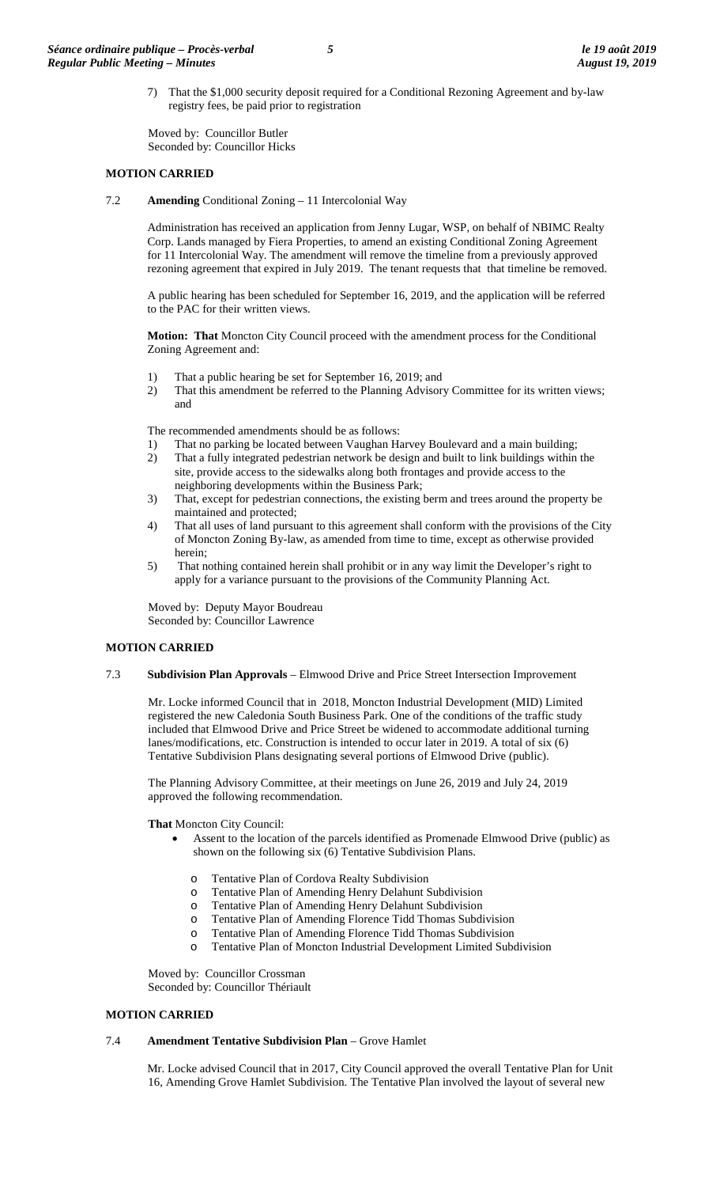7) That the $1,000 security deposit required for a Conditional Rezoning Agreement and by-law registry fees, be paid prior to registration

Moved by: Councillor Butler
Seconded by: Councillor Hicks

**MOTION CARRIED**

7.2 **Amending** Conditional Zoning – 11 Intercolonial Way

Administration has received an application from Jenny Lugar, WSP, on behalf of NBIMC Realty Corp. Lands managed by Fiera Properties, to amend an existing Conditional Zoning Agreement for 11 Intercolonial Way. The amendment will remove the timeline from a previously approved rezoning agreement that expired in July 2019. The tenant requests that that timeline be removed.

A public hearing has been scheduled for September 16, 2019, and the application will be referred to the PAC for their written views.

**Motion: That** Moncton City Council proceed with the amendment process for the Conditional Zoning Agreement and:

1) That a public hearing be set for September 16, 2019; and
2) That this amendment be referred to the Planning Advisory Committee for its written views; and

The recommended amendments should be as follows:

1) That no parking be located between Vaughan Harvey Boulevard and a main building;
2) That a fully integrated pedestrian network be design and built to link buildings within the site, provide access to the sidewalks along both frontages and provide access to the neighboring developments within the Business Park;
3) That, except for pedestrian connections, the existing berm and trees around the property be maintained and protected;
4) That all uses of land pursuant to this agreement shall conform with the provisions of the City of Moncton Zoning By-law, as amended from time to time, except as otherwise provided herein;
5) That nothing contained herein shall prohibit or in any way limit the Developer's right to apply for a variance pursuant to the provisions of the Community Planning Act.

Moved by: Deputy Mayor Boudreau
Seconded by: Councillor Lawrence

**MOTION CARRIED**

7.3 **Subdivision Plan Approvals** – Elmwood Drive and Price Street Intersection Improvement

Mr. Locke informed Council that in 2018, Moncton Industrial Development (MID) Limited registered the new Caledonia South Business Park. One of the conditions of the traffic study included that Elmwood Drive and Price Street be widened to accommodate additional turning lanes/modifications, etc. Construction is intended to occur later in 2019. A total of six (6) Tentative Subdivision Plans designating several portions of Elmwood Drive (public).

The Planning Advisory Committee, at their meetings on June 26, 2019 and July 24, 2019 approved the following recommendation.

**That** Moncton City Council:

- Assent to the location of the parcels identified as Promenade Elmwood Drive (public) as shown on the following six (6) Tentative Subdivision Plans.
  - Tentative Plan of Cordova Realty Subdivision
  - Tentative Plan of Amending Henry Delahunt Subdivision
  - Tentative Plan of Amending Henry Delahunt Subdivision
  - Tentative Plan of Amending Florence Tidd Thomas Subdivision
  - Tentative Plan of Amending Florence Tidd Thomas Subdivision
  - Tentative Plan of Moncton Industrial Development Limited Subdivision

Moved by: Councillor Crossman
Seconded by: Councillor Thériault

**MOTION CARRIED**

7.4 **Amendment Tentative Subdivision Plan** – Grove Hamlet

Mr. Locke advised Council that in 2017, City Council approved the overall Tentative Plan for Unit 16, Amending Grove Hamlet Subdivision. The Tentative Plan involved the layout of several new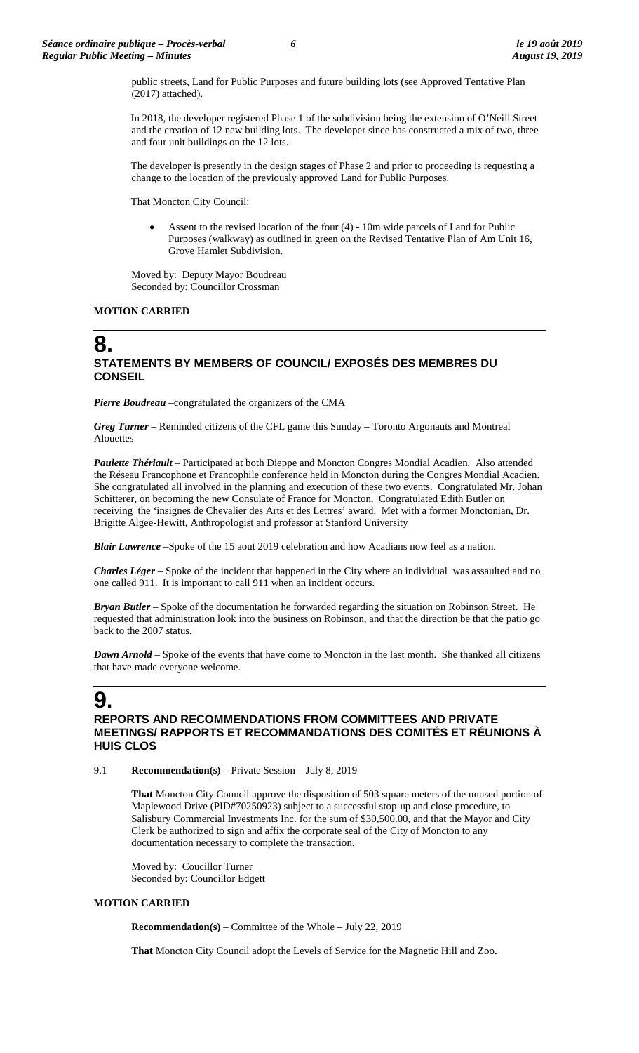public streets, Land for Public Purposes and future building lots (see Approved Tentative Plan (2017) attached).

In 2018, the developer registered Phase 1 of the subdivision being the extension of O'Neill Street and the creation of 12 new building lots. The developer since has constructed a mix of two, three and four unit buildings on the 12 lots.

The developer is presently in the design stages of Phase 2 and prior to proceeding is requesting a change to the location of the previously approved Land for Public Purposes.

That Moncton City Council:

- Assent to the revised location of the four (4) - 10m wide parcels of Land for Public Purposes (walkway) as outlined in green on the Revised Tentative Plan of Am Unit 16, Grove Hamlet Subdivision.

Moved by: Deputy Mayor Boudreau
Seconded by: Councillor Crossman

**MOTION CARRIED**

# 8.

## STATEMENTS BY MEMBERS OF COUNCIL/ EXPOSÉS DES MEMBRES DU CONSEIL

***Pierre Boudreau*** –congratulated the organizers of the CMA

***Greg Turner*** – Reminded citizens of the CFL game this Sunday – Toronto Argonauts and Montreal Alouettes

***Paulette Thériault*** – Participated at both Dieppe and Moncton Congres Mondial Acadien. Also attended the Réseau Francophone et Francophile conference held in Moncton during the Congres Mondial Acadien. She congratulated all involved in the planning and execution of these two events. Congratulated Mr. Johan Schitterer, on becoming the new Consulate of France for Moncton. Congratulated Edith Butler on receiving the 'insignes de Chevalier des Arts et des Lettres' award. Met with a former Monctonian, Dr. Brigitte Algee-Hewitt, Anthropologist and professor at Stanford University

***Blair Lawrence*** –Spoke of the 15 aout 2019 celebration and how Acadians now feel as a nation.

***Charles Léger*** – Spoke of the incident that happened in the City where an individual was assaulted and no one called 911. It is important to call 911 when an incident occurs.

***Bryan Butler*** – Spoke of the documentation he forwarded regarding the situation on Robinson Street. He requested that administration look into the business on Robinson, and that the direction be that the patio go back to the 2007 status.

***Dawn Arnold*** – Spoke of the events that have come to Moncton in the last month. She thanked all citizens that have made everyone welcome.

# 9.

## REPORTS AND RECOMMENDATIONS FROM COMMITTEES AND PRIVATE MEETINGS/ RAPPORTS ET RECOMMANDATIONS DES COMITÉS ET RÉUNIONS À HUIS CLOS

9.1 **Recommendation(s)** – Private Session – July 8, 2019

**That** Moncton City Council approve the disposition of 503 square meters of the unused portion of Maplewood Drive (PID#70250923) subject to a successful stop-up and close procedure, to Salisbury Commercial Investments Inc. for the sum of $30,500.00, and that the Mayor and City Clerk be authorized to sign and affix the corporate seal of the City of Moncton to any documentation necessary to complete the transaction.

Moved by: Coucillor Turner
Seconded by: Councillor Edgett

**MOTION CARRIED**

**Recommendation(s)** – Committee of the Whole – July 22, 2019

**That** Moncton City Council adopt the Levels of Service for the Magnetic Hill and Zoo.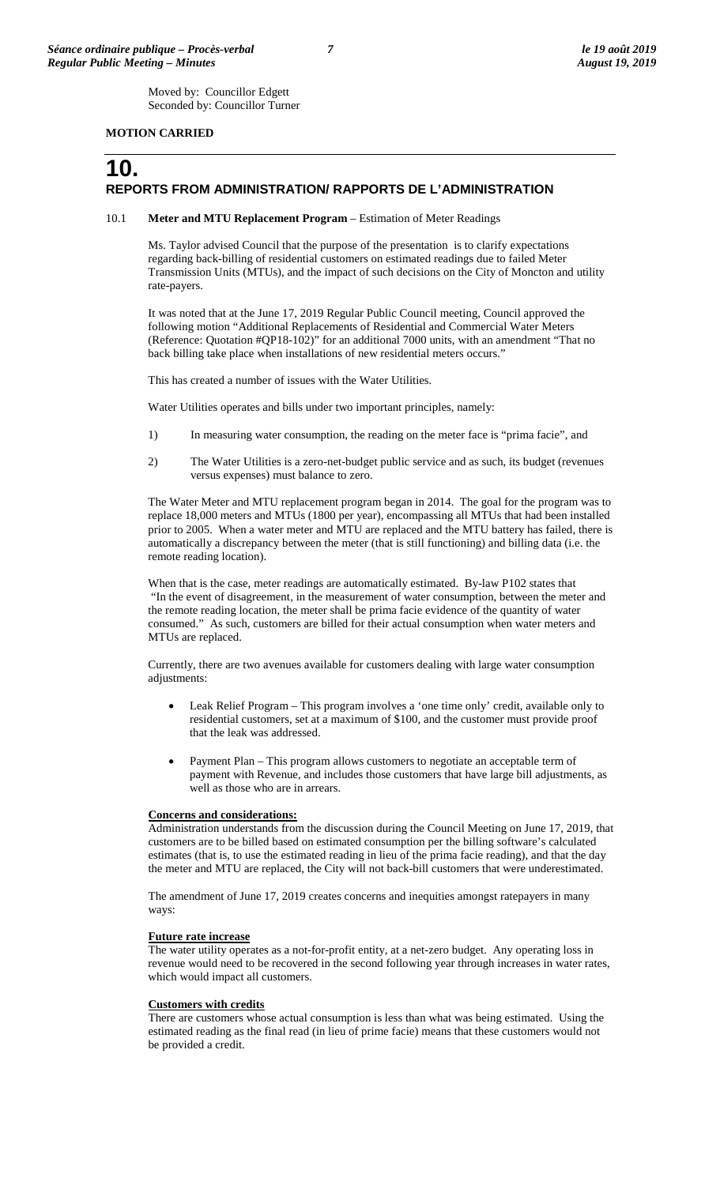Moved by: Councillor Edgett
Seconded by: Councillor Turner

**MOTION CARRIED**

# 10. REPORTS FROM ADMINISTRATION/ RAPPORTS DE L'ADMINISTRATION

10.1 **Meter and MTU Replacement Program** – Estimation of Meter Readings

Ms. Taylor advised Council that the purpose of the presentation is to clarify expectations regarding back-billing of residential customers on estimated readings due to failed Meter Transmission Units (MTUs), and the impact of such decisions on the City of Moncton and utility rate-payers.

It was noted that at the June 17, 2019 Regular Public Council meeting, Council approved the following motion "Additional Replacements of Residential and Commercial Water Meters (Reference: Quotation #QP18-102)" for an additional 7000 units, with an amendment "That no back billing take place when installations of new residential meters occurs."

This has created a number of issues with the Water Utilities.

Water Utilities operates and bills under two important principles, namely:

1) In measuring water consumption, the reading on the meter face is "prima facie", and

2) The Water Utilities is a zero-net-budget public service and as such, its budget (revenues versus expenses) must balance to zero.

The Water Meter and MTU replacement program began in 2014. The goal for the program was to replace 18,000 meters and MTUs (1800 per year), encompassing all MTUs that had been installed prior to 2005. When a water meter and MTU are replaced and the MTU battery has failed, there is automatically a discrepancy between the meter (that is still functioning) and billing data (i.e. the remote reading location).

When that is the case, meter readings are automatically estimated. By-law P102 states that "In the event of disagreement, in the measurement of water consumption, between the meter and the remote reading location, the meter shall be prima facie evidence of the quantity of water consumed." As such, customers are billed for their actual consumption when water meters and MTUs are replaced.

Currently, there are two avenues available for customers dealing with large water consumption adjustments:

- Leak Relief Program – This program involves a 'one time only' credit, available only to residential customers, set at a maximum of $100, and the customer must provide proof that the leak was addressed.
- Payment Plan – This program allows customers to negotiate an acceptable term of payment with Revenue, and includes those customers that have large bill adjustments, as well as those who are in arrears.

**Concerns and considerations:**

Administration understands from the discussion during the Council Meeting on June 17, 2019, that customers are to be billed based on estimated consumption per the billing software's calculated estimates (that is, to use the estimated reading in lieu of the prima facie reading), and that the day the meter and MTU are replaced, the City will not back-bill customers that were underestimated.

The amendment of June 17, 2019 creates concerns and inequities amongst ratepayers in many ways:

**Future rate increase**

The water utility operates as a not-for-profit entity, at a net-zero budget. Any operating loss in revenue would need to be recovered in the second following year through increases in water rates, which would impact all customers.

**Customers with credits**

There are customers whose actual consumption is less than what was being estimated. Using the estimated reading as the final read (in lieu of prime facie) means that these customers would not be provided a credit.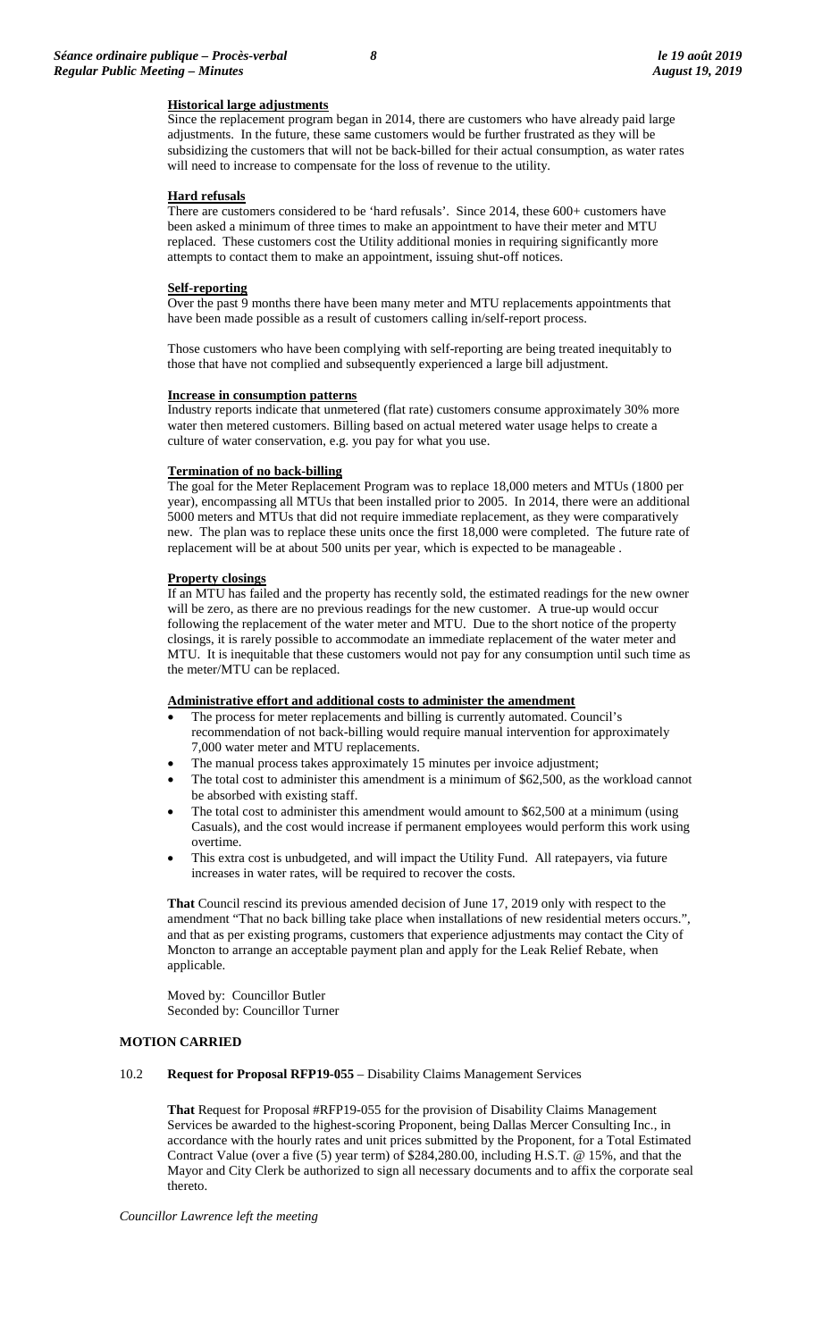**Historical large adjustments**

Since the replacement program began in 2014, there are customers who have already paid large adjustments. In the future, these same customers would be further frustrated as they will be subsidizing the customers that will not be back-billed for their actual consumption, as water rates will need to increase to compensate for the loss of revenue to the utility.

**Hard refusals**

There are customers considered to be 'hard refusals'. Since 2014, these 600+ customers have been asked a minimum of three times to make an appointment to have their meter and MTU replaced. These customers cost the Utility additional monies in requiring significantly more attempts to contact them to make an appointment, issuing shut-off notices.

**Self-reporting**

Over the past 9 months there have been many meter and MTU replacements appointments that have been made possible as a result of customers calling in/self-report process.

Those customers who have been complying with self-reporting are being treated inequitably to those that have not complied and subsequently experienced a large bill adjustment.

**Increase in consumption patterns**

Industry reports indicate that unmetered (flat rate) customers consume approximately 30% more water then metered customers. Billing based on actual metered water usage helps to create a culture of water conservation, e.g. you pay for what you use.

**Termination of no back-billing**

The goal for the Meter Replacement Program was to replace 18,000 meters and MTUs (1800 per year), encompassing all MTUs that been installed prior to 2005. In 2014, there were an additional 5000 meters and MTUs that did not require immediate replacement, as they were comparatively new. The plan was to replace these units once the first 18,000 were completed. The future rate of replacement will be at about 500 units per year, which is expected to be manageable .

**Property closings**

If an MTU has failed and the property has recently sold, the estimated readings for the new owner will be zero, as there are no previous readings for the new customer. A true-up would occur following the replacement of the water meter and MTU. Due to the short notice of the property closings, it is rarely possible to accommodate an immediate replacement of the water meter and MTU. It is inequitable that these customers would not pay for any consumption until such time as the meter/MTU can be replaced.

**Administrative effort and additional costs to administer the amendment**

- The process for meter replacements and billing is currently automated. Council's recommendation of not back-billing would require manual intervention for approximately 7,000 water meter and MTU replacements.
- The manual process takes approximately 15 minutes per invoice adjustment;
- The total cost to administer this amendment is a minimum of $62,500, as the workload cannot be absorbed with existing staff.
- The total cost to administer this amendment would amount to $62,500 at a minimum (using Casuals), and the cost would increase if permanent employees would perform this work using overtime.
- This extra cost is unbudgeted, and will impact the Utility Fund. All ratepayers, via future increases in water rates, will be required to recover the costs.

**That** Council rescind its previous amended decision of June 17, 2019 only with respect to the amendment "That no back billing take place when installations of new residential meters occurs.", and that as per existing programs, customers that experience adjustments may contact the City of Moncton to arrange an acceptable payment plan and apply for the Leak Relief Rebate, when applicable.

Moved by: Councillor Butler
Seconded by: Councillor Turner

**MOTION CARRIED**

10.2 **Request for Proposal RFP19-055** – Disability Claims Management Services

**That** Request for Proposal #RFP19-055 for the provision of Disability Claims Management Services be awarded to the highest-scoring Proponent, being Dallas Mercer Consulting Inc., in accordance with the hourly rates and unit prices submitted by the Proponent, for a Total Estimated Contract Value (over a five (5) year term) of $284,280.00, including H.S.T. @ 15%, and that the Mayor and City Clerk be authorized to sign all necessary documents and to affix the corporate seal thereto.

*Councillor Lawrence left the meeting*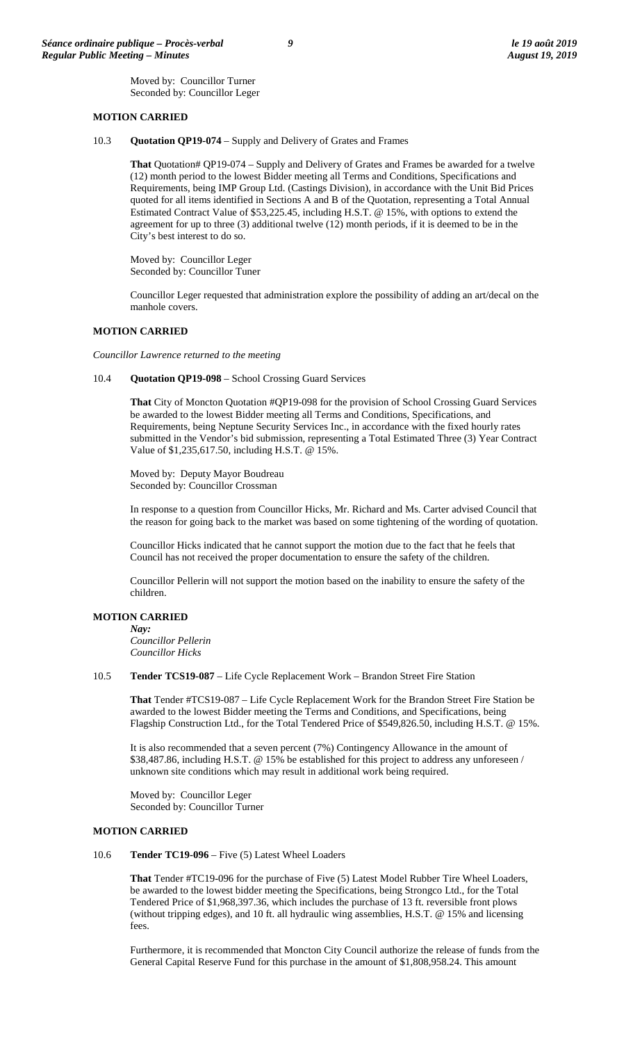Moved by: Councillor Turner
Seconded by: Councillor Leger

**MOTION CARRIED**

10.3 **Quotation QP19-074** – Supply and Delivery of Grates and Frames

**That** Quotation# QP19-074 – Supply and Delivery of Grates and Frames be awarded for a twelve (12) month period to the lowest Bidder meeting all Terms and Conditions, Specifications and Requirements, being IMP Group Ltd. (Castings Division), in accordance with the Unit Bid Prices quoted for all items identified in Sections A and B of the Quotation, representing a Total Annual Estimated Contract Value of $53,225.45, including H.S.T. @ 15%, with options to extend the agreement for up to three (3) additional twelve (12) month periods, if it is deemed to be in the City's best interest to do so.

Moved by: Councillor Leger
Seconded by: Councillor Tuner

Councillor Leger requested that administration explore the possibility of adding an art/decal on the manhole covers.

**MOTION CARRIED**

*Councillor Lawrence returned to the meeting*

10.4 **Quotation QP19-098** – School Crossing Guard Services

**That** City of Moncton Quotation #QP19-098 for the provision of School Crossing Guard Services be awarded to the lowest Bidder meeting all Terms and Conditions, Specifications, and Requirements, being Neptune Security Services Inc., in accordance with the fixed hourly rates submitted in the Vendor's bid submission, representing a Total Estimated Three (3) Year Contract Value of $1,235,617.50, including H.S.T. @ 15%.

Moved by: Deputy Mayor Boudreau
Seconded by: Councillor Crossman

In response to a question from Councillor Hicks, Mr. Richard and Ms. Carter advised Council that the reason for going back to the market was based on some tightening of the wording of quotation.

Councillor Hicks indicated that he cannot support the motion due to the fact that he feels that Council has not received the proper documentation to ensure the safety of the children.

Councillor Pellerin will not support the motion based on the inability to ensure the safety of the children.

**MOTION CARRIED**

***Nay:***
*Councillor Pellerin*
*Councillor Hicks*

10.5 **Tender TCS19-087** – Life Cycle Replacement Work – Brandon Street Fire Station

**That** Tender #TCS19-087 – Life Cycle Replacement Work for the Brandon Street Fire Station be awarded to the lowest Bidder meeting the Terms and Conditions, and Specifications, being Flagship Construction Ltd., for the Total Tendered Price of $549,826.50, including H.S.T. @ 15%.

It is also recommended that a seven percent (7%) Contingency Allowance in the amount of $38,487.86, including H.S.T. @ 15% be established for this project to address any unforeseen / unknown site conditions which may result in additional work being required.

Moved by: Councillor Leger
Seconded by: Councillor Turner

**MOTION CARRIED**

10.6 **Tender TC19-096** – Five (5) Latest Wheel Loaders

**That** Tender #TC19-096 for the purchase of Five (5) Latest Model Rubber Tire Wheel Loaders, be awarded to the lowest bidder meeting the Specifications, being Strongco Ltd., for the Total Tendered Price of $1,968,397.36, which includes the purchase of 13 ft. reversible front plows (without tripping edges), and 10 ft. all hydraulic wing assemblies, H.S.T. @ 15% and licensing fees.

Furthermore, it is recommended that Moncton City Council authorize the release of funds from the General Capital Reserve Fund for this purchase in the amount of $1,808,958.24. This amount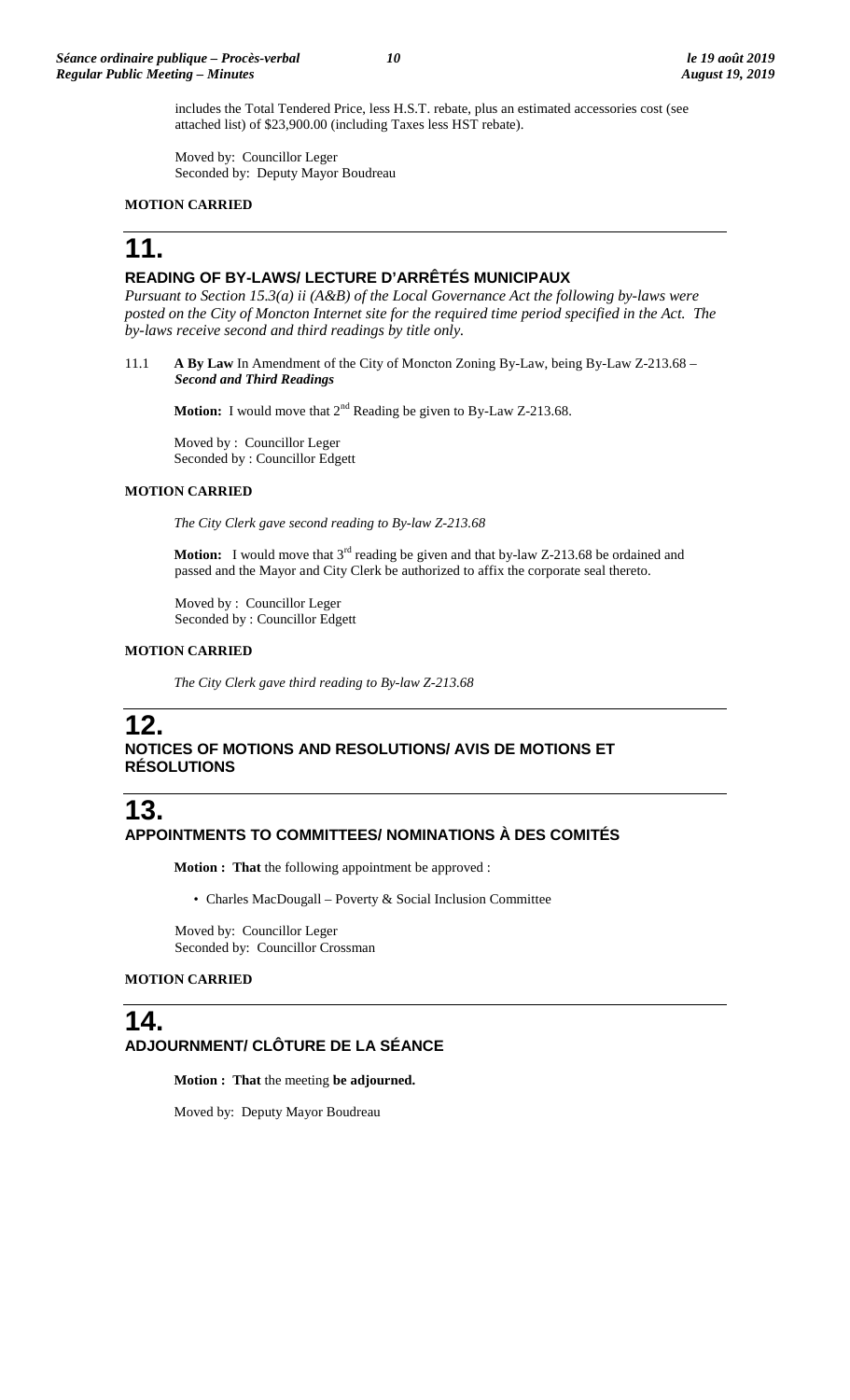includes the Total Tendered Price, less H.S.T. rebate, plus an estimated accessories cost (see attached list) of $23,900.00 (including Taxes less HST rebate).

Moved by: Councillor Leger
Seconded by: Deputy Mayor Boudreau

**MOTION CARRIED**

# 11.

## READING OF BY-LAWS/ LECTURE D'ARRÊTÉS MUNICIPAUX

*Pursuant to Section 15.3(a) ii (A&B) of the Local Governance Act the following by-laws were posted on the City of Moncton Internet site for the required time period specified in the Act. The by-laws receive second and third readings by title only.*

11.1 **A By Law** In Amendment of the City of Moncton Zoning By-Law, being By-Law Z-213.68 – ***Second and Third Readings***

**Motion:** I would move that 2nd Reading be given to By-Law Z-213.68.

Moved by : Councillor Leger
Seconded by : Councillor Edgett

**MOTION CARRIED**

*The City Clerk gave second reading to By-law Z-213.68*

**Motion:** I would move that 3rd reading be given and that by-law Z-213.68 be ordained and passed and the Mayor and City Clerk be authorized to affix the corporate seal thereto.

Moved by : Councillor Leger
Seconded by : Councillor Edgett

**MOTION CARRIED**

*The City Clerk gave third reading to By-law Z-213.68*

# 12.

## NOTICES OF MOTIONS AND RESOLUTIONS/ AVIS DE MOTIONS ET RÉSOLUTIONS

# 13.

## APPOINTMENTS TO COMMITTEES/ NOMINATIONS À DES COMITÉS

**Motion : That** the following appointment be approved :

- Charles MacDougall – Poverty & Social Inclusion Committee

Moved by: Councillor Leger
Seconded by: Councillor Crossman

**MOTION CARRIED**

# 14.

## ADJOURNMENT/ CLÔTURE DE LA SÉANCE

**Motion : That** the meeting **be adjourned.**

Moved by: Deputy Mayor Boudreau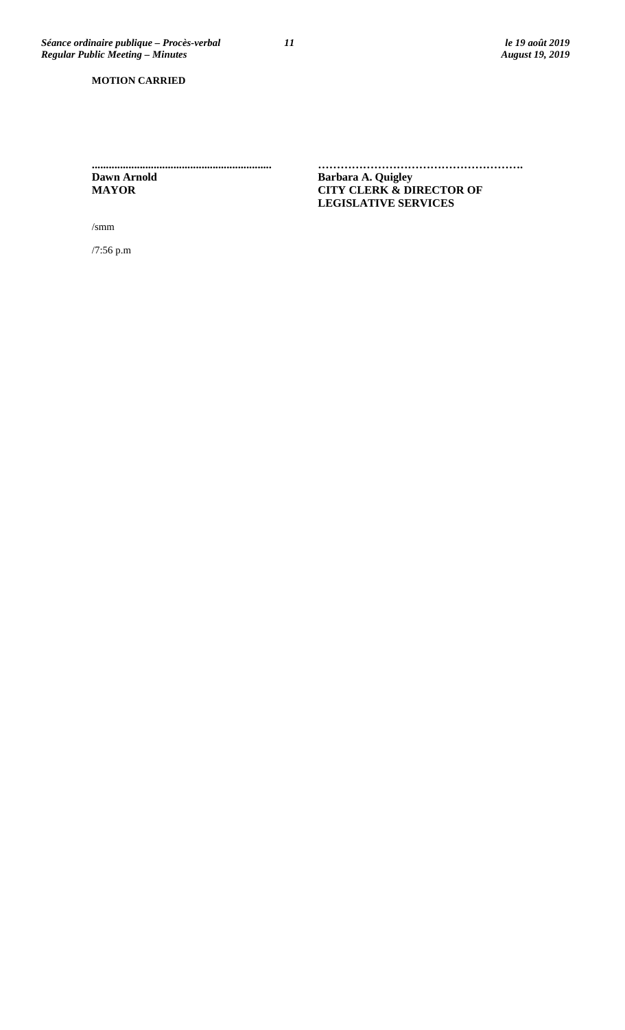**MOTION CARRIED**

| | |
|---|---|
| ................................................................ | ………………………………………………. |
| **Dawn Arnold** | **Barbara A. Quigley** |
| **MAYOR** | **CITY CLERK & DIRECTOR OF LEGISLATIVE SERVICES** |

/smm

/7:56 p.m